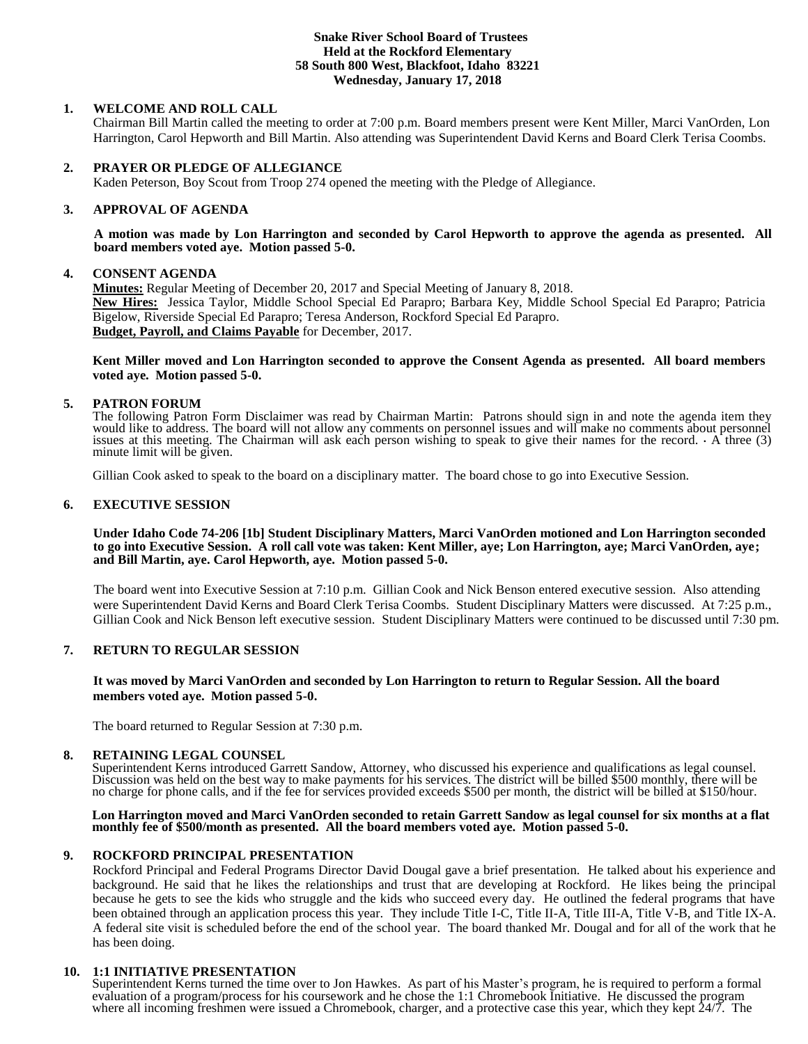**Snake River School Board of Trustees**
**Held at the Rockford Elementary**
**58 South 800 West, Blackfoot, Idaho 83221**
**Wednesday, January 17, 2018**

## 1. WELCOME AND ROLL CALL

Chairman Bill Martin called the meeting to order at 7:00 p.m. Board members present were Kent Miller, Marci VanOrden, Lon Harrington, Carol Hepworth and Bill Martin. Also attending was Superintendent David Kerns and Board Clerk Terisa Coombs.

## 2. PRAYER OR PLEDGE OF ALLEGIANCE

Kaden Peterson, Boy Scout from Troop 274 opened the meeting with the Pledge of Allegiance.

## 3. APPROVAL OF AGENDA

**A motion was made by Lon Harrington and seconded by Carol Hepworth to approve the agenda as presented. All board members voted aye. Motion passed 5-0.**

## 4. CONSENT AGENDA

**Minutes:** Regular Meeting of December 20, 2017 and Special Meeting of January 8, 2018.
**New Hires:** Jessica Taylor, Middle School Special Ed Parapro; Barbara Key, Middle School Special Ed Parapro; Patricia Bigelow, Riverside Special Ed Parapro; Teresa Anderson, Rockford Special Ed Parapro.
**Budget, Payroll, and Claims Payable** for December, 2017.

**Kent Miller moved and Lon Harrington seconded to approve the Consent Agenda as presented. All board members voted aye. Motion passed 5-0.**

## 5. PATRON FORUM

The following Patron Form Disclaimer was read by Chairman Martin: Patrons should sign in and note the agenda item they would like to address. The board will not allow any comments on personnel issues and will make no comments about personnel issues at this meeting. The Chairman will ask each person wishing to speak to give their names for the record. · A three (3) minute limit will be given.

Gillian Cook asked to speak to the board on a disciplinary matter. The board chose to go into Executive Session.

## 6. EXECUTIVE SESSION

**Under Idaho Code 74-206 [1b] Student Disciplinary Matters, Marci VanOrden motioned and Lon Harrington seconded to go into Executive Session. A roll call vote was taken: Kent Miller, aye; Lon Harrington, aye; Marci VanOrden, aye; and Bill Martin, aye. Carol Hepworth, aye. Motion passed 5-0.**

The board went into Executive Session at 7:10 p.m. Gillian Cook and Nick Benson entered executive session. Also attending were Superintendent David Kerns and Board Clerk Terisa Coombs. Student Disciplinary Matters were discussed. At 7:25 p.m., Gillian Cook and Nick Benson left executive session. Student Disciplinary Matters were continued to be discussed until 7:30 pm.

## 7. RETURN TO REGULAR SESSION

**It was moved by Marci VanOrden and seconded by Lon Harrington to return to Regular Session. All the board members voted aye. Motion passed 5-0.**

The board returned to Regular Session at 7:30 p.m.

## 8. RETAINING LEGAL COUNSEL

Superintendent Kerns introduced Garrett Sandow, Attorney, who discussed his experience and qualifications as legal counsel. Discussion was held on the best way to make payments for his services. The district will be billed $500 monthly, there will be no charge for phone calls, and if the fee for services provided exceeds $500 per month, the district will be billed at $150/hour.

**Lon Harrington moved and Marci VanOrden seconded to retain Garrett Sandow as legal counsel for six months at a flat monthly fee of $500/month as presented. All the board members voted aye. Motion passed 5-0.**

## 9. ROCKFORD PRINCIPAL PRESENTATION

Rockford Principal and Federal Programs Director David Dougal gave a brief presentation. He talked about his experience and background. He said that he likes the relationships and trust that are developing at Rockford. He likes being the principal because he gets to see the kids who struggle and the kids who succeed every day. He outlined the federal programs that have been obtained through an application process this year. They include Title I-C, Title II-A, Title III-A, Title V-B, and Title IX-A. A federal site visit is scheduled before the end of the school year. The board thanked Mr. Dougal and for all of the work that he has been doing.

## 10. 1:1 INITIATIVE PRESENTATION

Superintendent Kerns turned the time over to Jon Hawkes. As part of his Master's program, he is required to perform a formal evaluation of a program/process for his coursework and he chose the 1:1 Chromebook Initiative. He discussed the program where all incoming freshmen were issued a Chromebook, charger, and a protective case this year, which they kept 24/7. The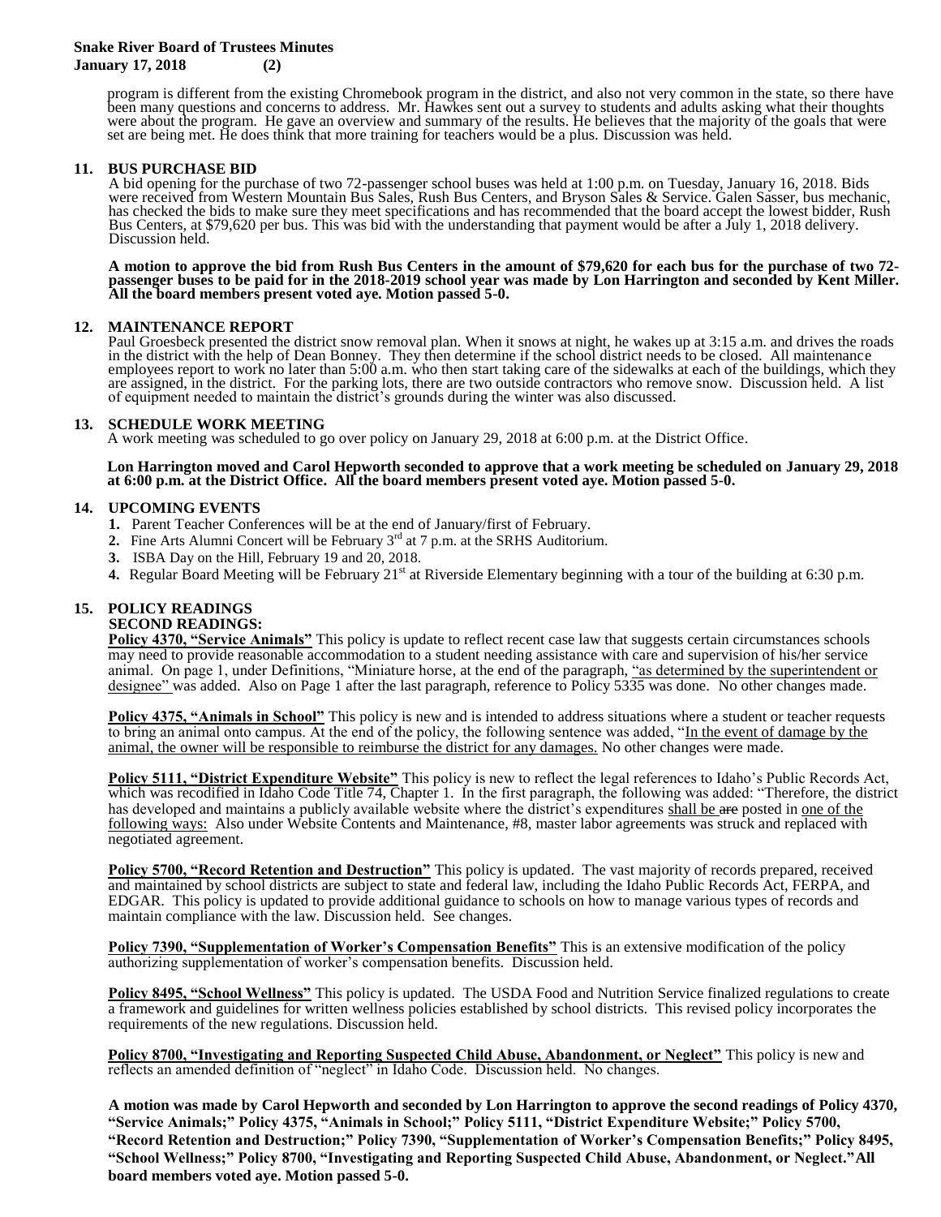program is different from the existing Chromebook program in the district, and also not very common in the state, so there have been many questions and concerns to address. Mr. Hawkes sent out a survey to students and adults asking what their thoughts were about the program. He gave an overview and summary of the results. He believes that the majority of the goals that were set are being met. He does think that more training for teachers would be a plus. Discussion was held.

## 11. BUS PURCHASE BID

A bid opening for the purchase of two 72-passenger school buses was held at 1:00 p.m. on Tuesday, January 16, 2018. Bids were received from Western Mountain Bus Sales, Rush Bus Centers, and Bryson Sales & Service. Galen Sasser, bus mechanic, has checked the bids to make sure they meet specifications and has recommended that the board accept the lowest bidder, Rush Bus Centers, at $79,620 per bus. This was bid with the understanding that payment would be after a July 1, 2018 delivery. Discussion held.

**A motion to approve the bid from Rush Bus Centers in the amount of $79,620 for each bus for the purchase of two 72-passenger buses to be paid for in the 2018-2019 school year was made by Lon Harrington and seconded by Kent Miller. All the board members present voted aye. Motion passed 5-0.**

## 12. MAINTENANCE REPORT

Paul Groesbeck presented the district snow removal plan. When it snows at night, he wakes up at 3:15 a.m. and drives the roads in the district with the help of Dean Bonney. They then determine if the school district needs to be closed. All maintenance employees report to work no later than 5:00 a.m. who then start taking care of the sidewalks at each of the buildings, which they are assigned, in the district. For the parking lots, there are two outside contractors who remove snow. Discussion held. A list of equipment needed to maintain the district's grounds during the winter was also discussed.

## 13. SCHEDULE WORK MEETING

A work meeting was scheduled to go over policy on January 29, 2018 at 6:00 p.m. at the District Office.

**Lon Harrington moved and Carol Hepworth seconded to approve that a work meeting be scheduled on January 29, 2018 at 6:00 p.m. at the District Office. All the board members present voted aye. Motion passed 5-0.**

## 14. UPCOMING EVENTS

1. Parent Teacher Conferences will be at the end of January/first of February.
2. Fine Arts Alumni Concert will be February 3rd at 7 p.m. at the SRHS Auditorium.
3. ISBA Day on the Hill, February 19 and 20, 2018.
4. Regular Board Meeting will be February 21st at Riverside Elementary beginning with a tour of the building at 6:30 p.m.

## 15. POLICY READINGS

### SECOND READINGS:

**Policy 4370, "Service Animals"** This policy is update to reflect recent case law that suggests certain circumstances schools may need to provide reasonable accommodation to a student needing assistance with care and supervision of his/her service animal. On page 1, under Definitions, "Miniature horse, at the end of the paragraph, "as determined by the superintendent or designee" was added. Also on Page 1 after the last paragraph, reference to Policy 5335 was done. No other changes made.

**Policy 4375, "Animals in School"** This policy is new and is intended to address situations where a student or teacher requests to bring an animal onto campus. At the end of the policy, the following sentence was added, "In the event of damage by the animal, the owner will be responsible to reimburse the district for any damages. No other changes were made.

**Policy 5111, "District Expenditure Website"** This policy is new to reflect the legal references to Idaho's Public Records Act, which was recodified in Idaho Code Title 74, Chapter 1. In the first paragraph, the following was added: "Therefore, the district has developed and maintains a publicly available website where the district's expenditures shall be ~~are~~ posted in one of the following ways: Also under Website Contents and Maintenance, #8, master labor agreements was struck and replaced with negotiated agreement.

**Policy 5700, "Record Retention and Destruction"** This policy is updated. The vast majority of records prepared, received and maintained by school districts are subject to state and federal law, including the Idaho Public Records Act, FERPA, and EDGAR. This policy is updated to provide additional guidance to schools on how to manage various types of records and maintain compliance with the law. Discussion held. See changes.

**Policy 7390, "Supplementation of Worker's Compensation Benefits"** This is an extensive modification of the policy authorizing supplementation of worker's compensation benefits. Discussion held.

**Policy 8495, "School Wellness"** This policy is updated. The USDA Food and Nutrition Service finalized regulations to create a framework and guidelines for written wellness policies established by school districts. This revised policy incorporates the requirements of the new regulations. Discussion held.

**Policy 8700, "Investigating and Reporting Suspected Child Abuse, Abandonment, or Neglect"** This policy is new and reflects an amended definition of "neglect" in Idaho Code. Discussion held. No changes.

**A motion was made by Carol Hepworth and seconded by Lon Harrington to approve the second readings of Policy 4370, "Service Animals;" Policy 4375, "Animals in School;" Policy 5111, "District Expenditure Website;" Policy 5700, "Record Retention and Destruction;" Policy 7390, "Supplementation of Worker's Compensation Benefits;" Policy 8495, "School Wellness;" Policy 8700, "Investigating and Reporting Suspected Child Abuse, Abandonment, or Neglect."All board members voted aye. Motion passed 5-0.**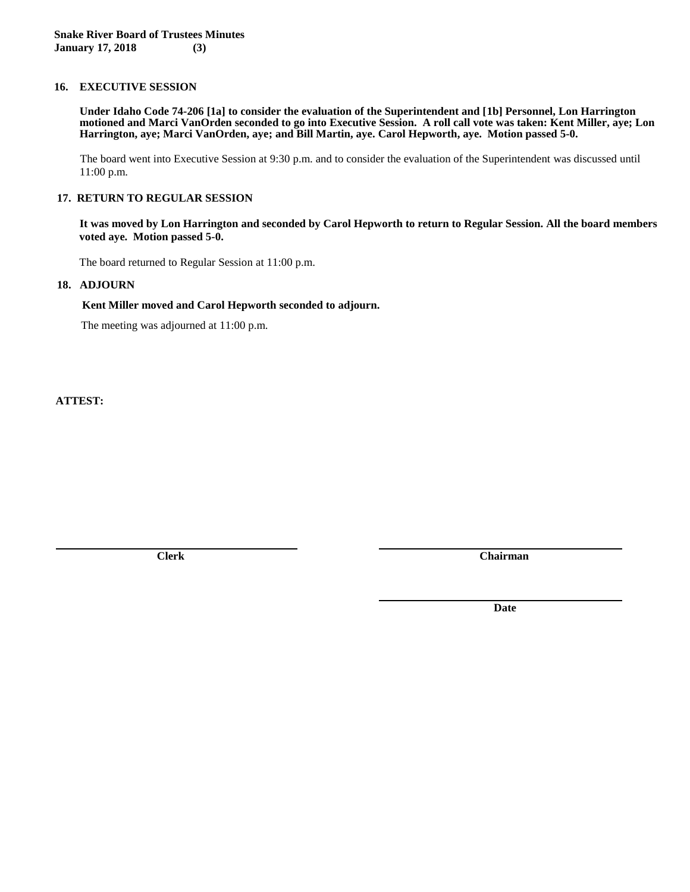## 16. EXECUTIVE SESSION

**Under Idaho Code 74-206 [1a] to consider the evaluation of the Superintendent and [1b] Personnel, Lon Harrington motioned and Marci VanOrden seconded to go into Executive Session. A roll call vote was taken: Kent Miller, aye; Lon Harrington, aye; Marci VanOrden, aye; and Bill Martin, aye. Carol Hepworth, aye. Motion passed 5-0.**

The board went into Executive Session at 9:30 p.m. and to consider the evaluation of the Superintendent was discussed until 11:00 p.m.

## 17. RETURN TO REGULAR SESSION

**It was moved by Lon Harrington and seconded by Carol Hepworth to return to Regular Session. All the board members voted aye. Motion passed 5-0.**

The board returned to Regular Session at 11:00 p.m.

## 18. ADJOURN

**Kent Miller moved and Carol Hepworth seconded to adjourn.**

The meeting was adjourned at 11:00 p.m.

**ATTEST:**

\_\_\_\_\_\_\_\_\_\_\_\_\_\_\_\_\_\_\_\_\_\_\_\_\_\_\_\_\_\_
**Clerk**

\_\_\_\_\_\_\_\_\_\_\_\_\_\_\_\_\_\_\_\_\_\_\_\_\_\_\_\_\_\_
**Chairman**

\_\_\_\_\_\_\_\_\_\_\_\_\_\_\_\_\_\_\_\_\_\_\_\_\_\_\_\_\_\_
**Date**